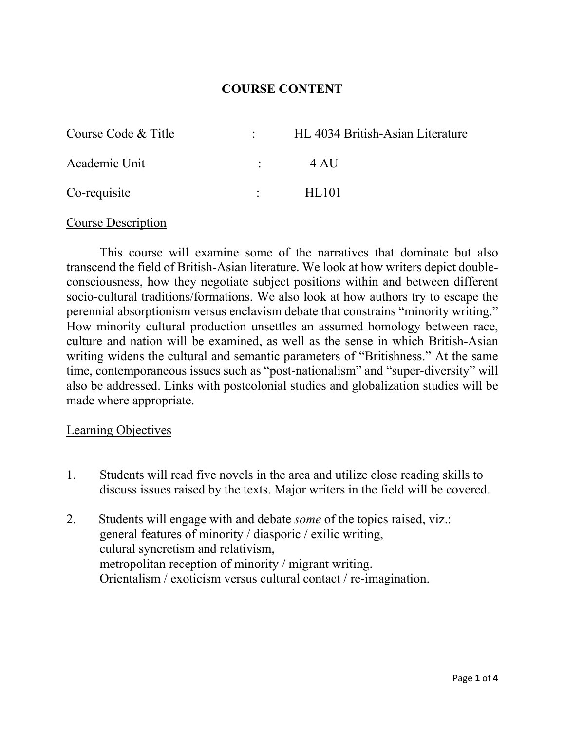# COURSE CONTENT

| | | |
|---|---|---|
| Course Code & Title | : | HL 4034 British-Asian Literature |
| Academic Unit | : | 4 AU |
| Co-requisite | : | HL101 |

## Course Description

This course will examine some of the narratives that dominate but also transcend the field of British-Asian literature. We look at how writers depict double-consciousness, how they negotiate subject positions within and between different socio-cultural traditions/formations. We also look at how authors try to escape the perennial absorptionism versus enclavism debate that constrains "minority writing." How minority cultural production unsettles an assumed homology between race, culture and nation will be examined, as well as the sense in which British-Asian writing widens the cultural and semantic parameters of "Britishness." At the same time, contemporaneous issues such as "post-nationalism" and "super-diversity" will also be addressed. Links with postcolonial studies and globalization studies will be made where appropriate.

## Learning Objectives

1. Students will read five novels in the area and utilize close reading skills to discuss issues raised by the texts. Major writers in the field will be covered.

2. Students will engage with and debate *some* of the topics raised, viz.:
   general features of minority / diasporic / exilic writing,
   culural syncretism and relativism,
   metropolitan reception of minority / migrant writing.
   Orientalism / exoticism versus cultural contact / re-imagination.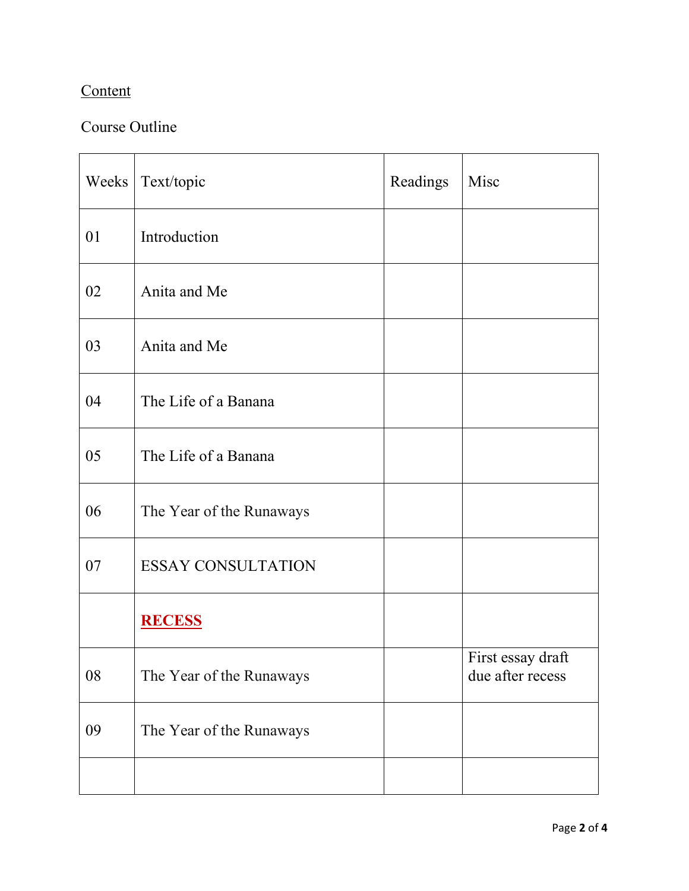Content

Course Outline

| Weeks | Text/topic | Readings | Misc |
|---|---|---|---|
| 01 | Introduction | | |
| 02 | Anita and Me | | |
| 03 | Anita and Me | | |
| 04 | The Life of a Banana | | |
| 05 | The Life of a Banana | | |
| 06 | The Year of the Runaways | | |
| 07 | ESSAY CONSULTATION | | |
| | **RECESS** | | |
| 08 | The Year of the Runaways | | First essay draft due after recess |
| 09 | The Year of the Runaways | | |
| | | | |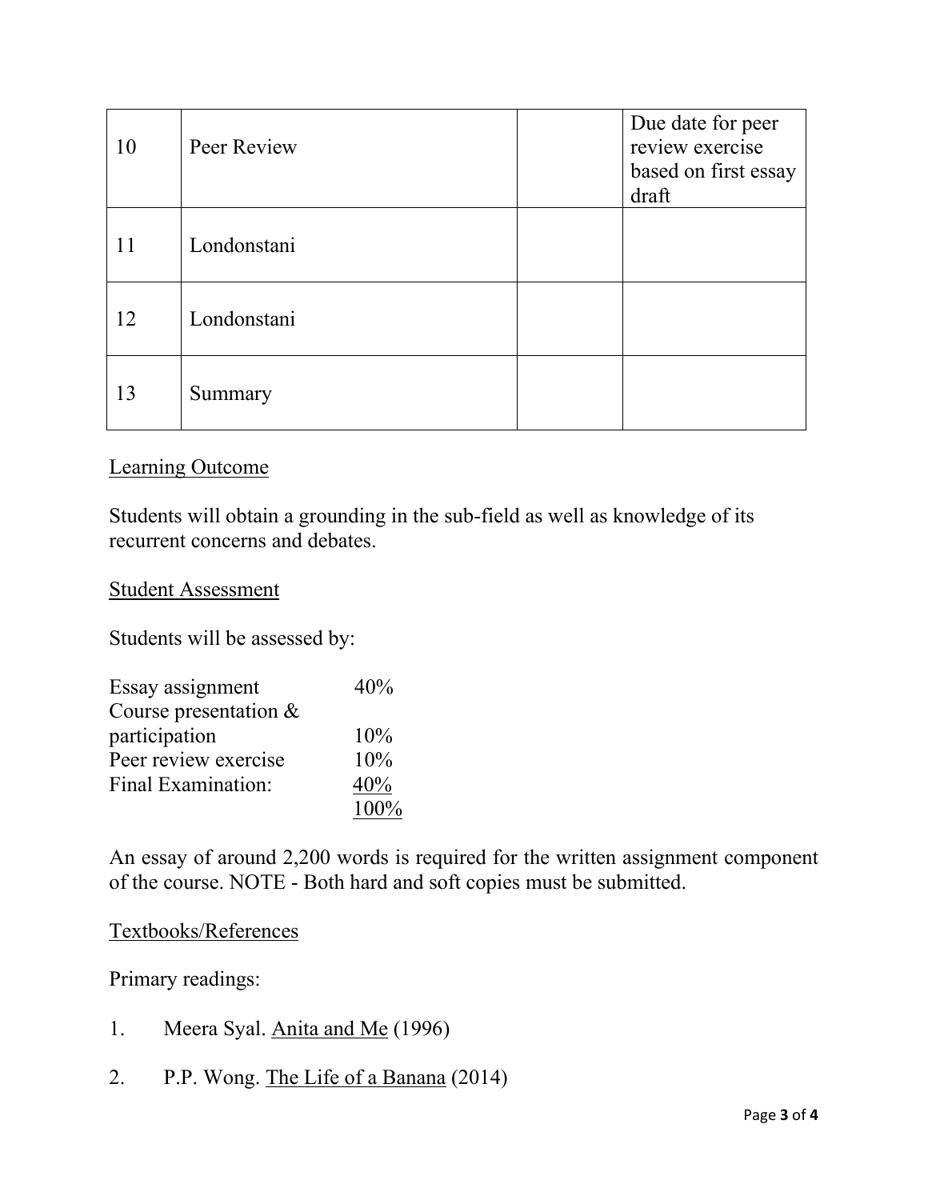| | | | |
|---|---|---|---|
| 10 | Peer Review | | Due date for peer review exercise based on first essay draft |
| 11 | Londonstani | | |
| 12 | Londonstani | | |
| 13 | Summary | | |

## Learning Outcome

Students will obtain a grounding in the sub-field as well as knowledge of its recurrent concerns and debates.

## Student Assessment

Students will be assessed by:

| | |
|---|---|
| Essay assignment | 40% |
| Course presentation & participation | 10% |
| Peer review exercise | 10% |
| Final Examination: | 40% |
| | 100% |

An essay of around 2,200 words is required for the written assignment component of the course. NOTE - Both hard and soft copies must be submitted.

## Textbooks/References

Primary readings:

1. Meera Syal. Anita and Me (1996)
2. P.P. Wong. The Life of a Banana (2014)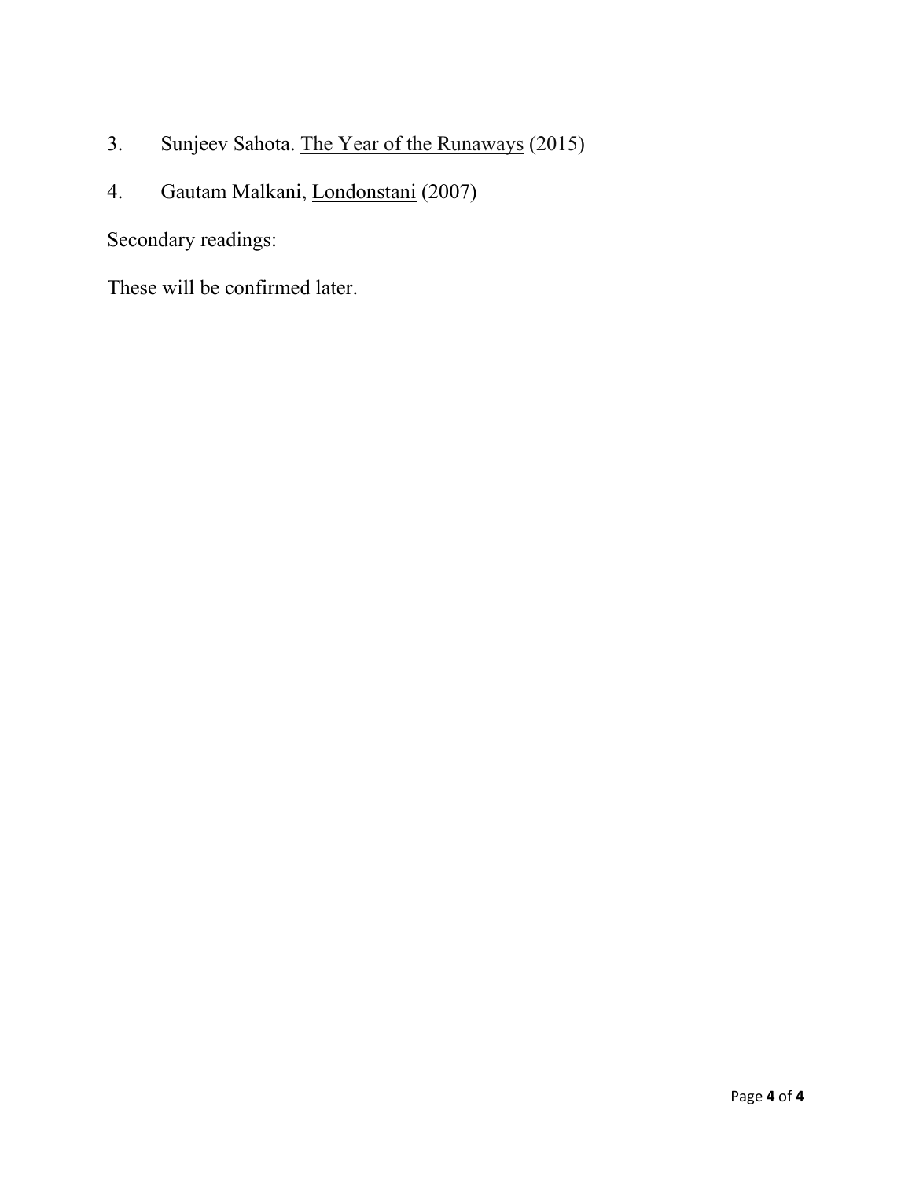3. Sunjeev Sahota. <u>The Year of the Runaways</u> (2015)

4. Gautam Malkani, <u>Londonstani</u> (2007)

Secondary readings:

These will be confirmed later.